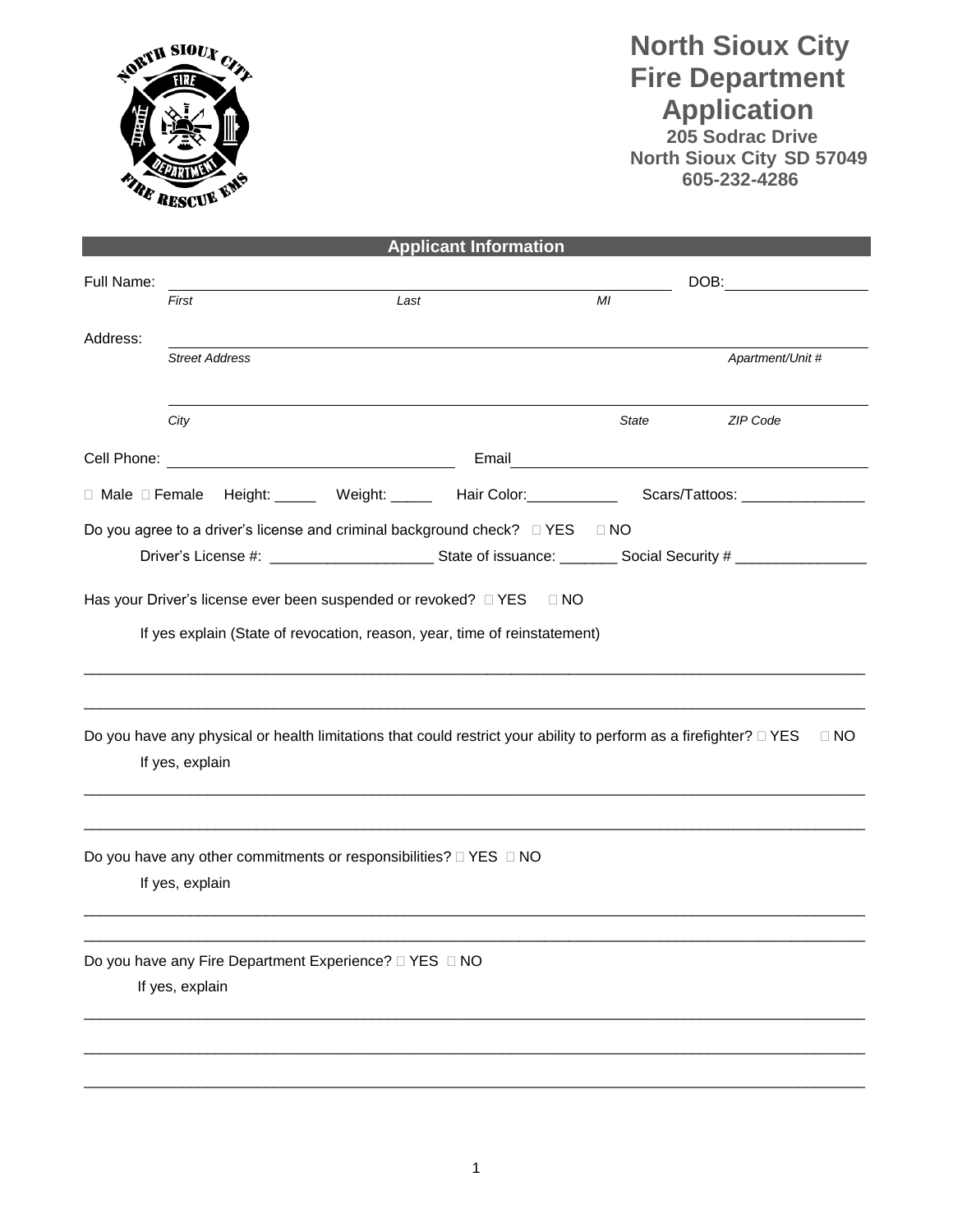# North Sioux City Fire Department Application

**205 Sodrac Drive**
**North Sioux City SD 57049**
**605-232-4286**

## Applicant Information

Full Name: ________________________________________________ DOB: ______________

*First* *Last* *MI*

Address: ________________________________________________________________

*Street Address* *Apartment/Unit #*

________________________________________________________________

*City* *State* *ZIP Code*

Cell Phone: ______________________________ Email ______________________________

☐ Male ☐ Female Height: _____ Weight: _____ Hair Color:___________ Scars/Tattoos: _______________

Do you agree to a driver's license and criminal background check? ☐ YES ☐ NO

Driver's License #: ___________________ State of issuance: _______ Social Security # ________________

Has your Driver's license ever been suspended or revoked? ☐ YES ☐ NO

If yes explain (State of revocation, reason, year, time of reinstatement)

______________________________________________________________________________

______________________________________________________________________________

Do you have any physical or health limitations that could restrict your ability to perform as a firefighter? ☐ YES ☐ NO

If yes, explain

______________________________________________________________________________

______________________________________________________________________________

Do you have any other commitments or responsibilities? ☐ YES ☐ NO

If yes, explain

______________________________________________________________________________

______________________________________________________________________________

Do you have any Fire Department Experience? ☐ YES ☐ NO

If yes, explain

______________________________________________________________________________

______________________________________________________________________________

______________________________________________________________________________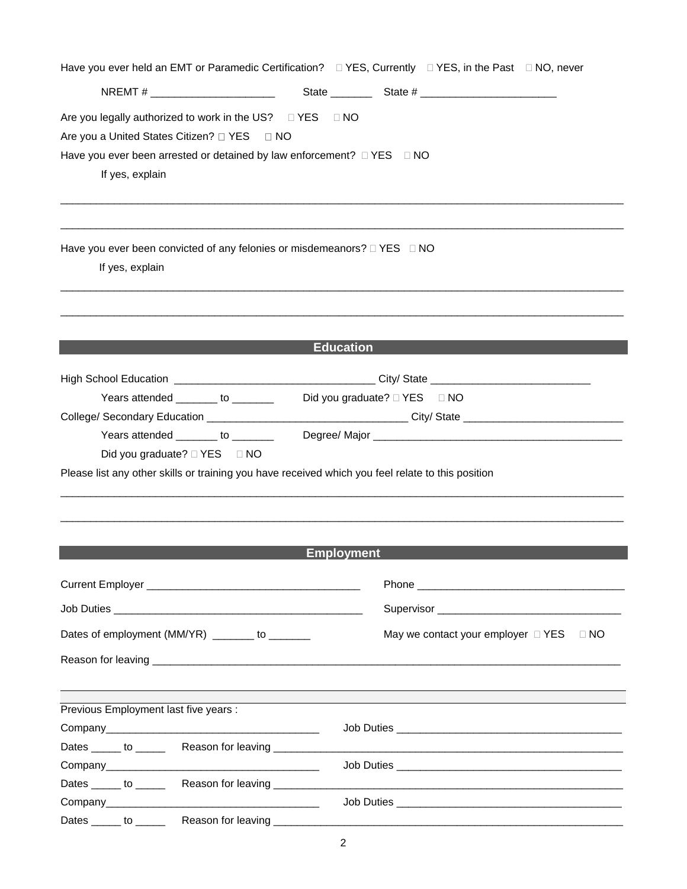Have you ever held an EMT or Paramedic Certification? ☐ YES, Currently ☐ YES, in the Past ☐ NO, never

NREMT # _____________________ State _______ State # _______________________

Are you legally authorized to work in the US? ☐ YES ☐ NO

Are you a United States Citizen? ☐ YES ☐ NO

Have you ever been arrested or detained by law enforcement? ☐ YES ☐ NO

If yes, explain

_____________________________________________________________________________________________

_____________________________________________________________________________________________

Have you ever been convicted of any felonies or misdemeanors? ☐ YES ☐ NO

If yes, explain

_____________________________________________________________________________________________

_____________________________________________________________________________________________

## Education

High School Education _________________________________ City/ State ___________________________

Years attended _______ to _______ Did you graduate? ☐ YES ☐ NO

College/ Secondary Education _________________________________ City/ State ___________________________

Years attended _______ to _______ Degree/ Major ___________________________________________

Did you graduate? ☐ YES ☐ NO

Please list any other skills or training you have received which you feel relate to this position

_____________________________________________________________________________________________

_____________________________________________________________________________________________

## Employment

Current Employer ____________________________________ Phone ____________________________________

Job Duties ___________________________________________ Supervisor _______________________________

Dates of employment (MM/YR) _______ to _______ May we contact your employer ☐ YES ☐ NO

Reason for leaving _____________________________________________________________________________

Previous Employment last five years :

Company____________________________________ Job Duties ______________________________________

Dates _____ to _____ Reason for leaving ______________________________________________________________

Company____________________________________ Job Duties ______________________________________

Dates _____ to _____ Reason for leaving ______________________________________________________________

Company____________________________________ Job Duties ______________________________________

Dates _____ to _____ Reason for leaving ______________________________________________________________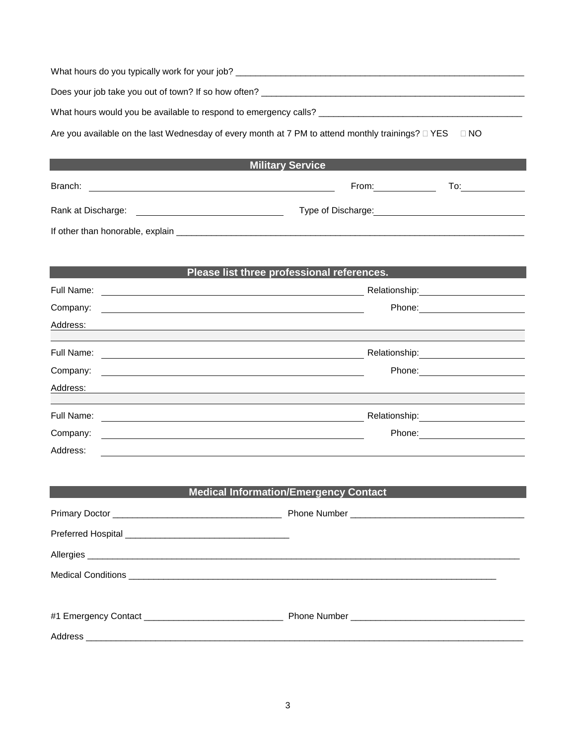What hours do you typically work for your job? ___________________________________________________________

Does your job take you out of town? If so how often? ______________________________________________________

What hours would you be available to respond to emergency calls? _______________________________________

Are you available on the last Wednesday of every month at 7 PM to attend monthly trainings? ☐ YES ☐ NO

## Military Service

Branch: ________________________________________ From: __________ To: __________

Rank at Discharge: ________________________ Type of Discharge: ________________________

If other than honorable, explain ______________________________________________________________________

## Please list three professional references.

Full Name: ________________________________________ Relationship: __________________

Company: ________________________________________ Phone: __________________

Address: ______________________________________________________________________

Full Name: ________________________________________ Relationship: __________________

Company: ________________________________________ Phone: __________________

Address: ______________________________________________________________________

Full Name: ________________________________________ Relationship: __________________

Company: ________________________________________ Phone: __________________

Address: ______________________________________________________________________

## Medical Information/Emergency Contact

Primary Doctor _________________________________ Phone Number _________________________________

Preferred Hospital _________________________________

Allergies ______________________________________________________________________________________

Medical Conditions ___________________________________________________________________________

#1 Emergency Contact ___________________________ Phone Number _________________________________

Address _______________________________________________________________________________________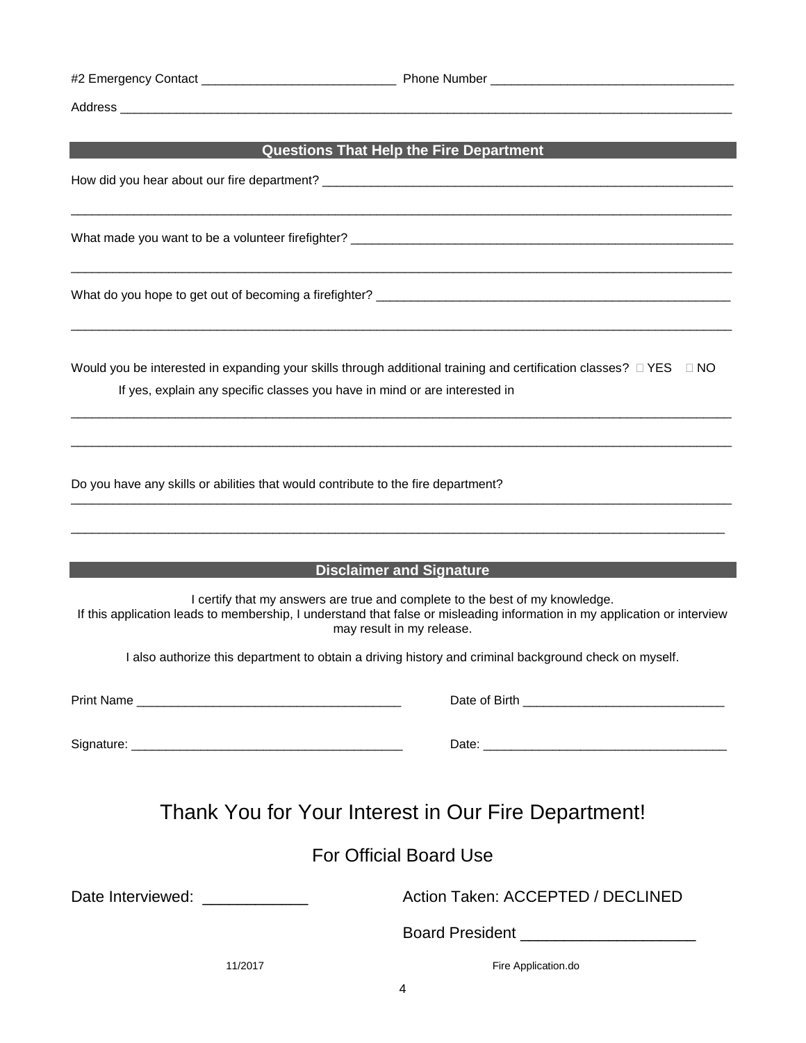#2 Emergency Contact ___________________________ Phone Number __________________________________

Address ___________________________________________________________________________________________

## Questions That Help the Fire Department

How did you hear about our fire department? _______________________________________________________________

___________________________________________________________________________________________________

What made you want to be a volunteer firefighter? ___________________________________________________________

___________________________________________________________________________________________________

What do you hope to get out of becoming a firefighter? _______________________________________________________

___________________________________________________________________________________________________

Would you be interested in expanding your skills through additional training and certification classes? ☐ YES ☐ NO

If yes, explain any specific classes you have in mind or are interested in

___________________________________________________________________________________________________

___________________________________________________________________________________________________

Do you have any skills or abilities that would contribute to the fire department?

___________________________________________________________________________________________________

___________________________________________________________________________________________________

## Disclaimer and Signature

I certify that my answers are true and complete to the best of my knowledge.
If this application leads to membership, I understand that false or misleading information in my application or interview may result in my release.

I also authorize this department to obtain a driving history and criminal background check on myself.

Print Name ______________________________________ Date of Birth _____________________________

Signature: _______________________________________ Date: ___________________________________

# Thank You for Your Interest in Our Fire Department!

## For Official Board Use

Date Interviewed: ____________ Action Taken: ACCEPTED / DECLINED

Board President ____________________

11/2017 Fire Application.do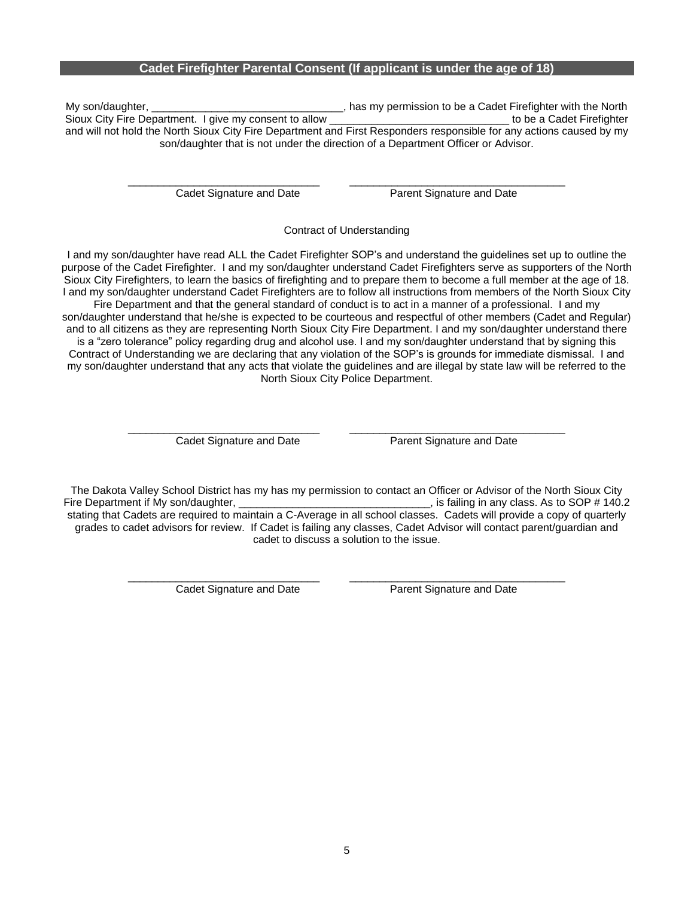## Cadet Firefighter Parental Consent (If applicant is under the age of 18)

My son/daughter, ________________________________, has my permission to be a Cadet Firefighter with the North Sioux City Fire Department. I give my consent to allow ______________________________ to be a Cadet Firefighter and will not hold the North Sioux City Fire Department and First Responders responsible for any actions caused by my son/daughter that is not under the direction of a Department Officer or Advisor.

________________________________ ____________________________________

Cadet Signature and Date Parent Signature and Date

Contract of Understanding

I and my son/daughter have read ALL the Cadet Firefighter SOP's and understand the guidelines set up to outline the purpose of the Cadet Firefighter. I and my son/daughter understand Cadet Firefighters serve as supporters of the North Sioux City Firefighters, to learn the basics of firefighting and to prepare them to become a full member at the age of 18. I and my son/daughter understand Cadet Firefighters are to follow all instructions from members of the North Sioux City Fire Department and that the general standard of conduct is to act in a manner of a professional. I and my son/daughter understand that he/she is expected to be courteous and respectful of other members (Cadet and Regular) and to all citizens as they are representing North Sioux City Fire Department. I and my son/daughter understand there is a "zero tolerance" policy regarding drug and alcohol use. I and my son/daughter understand that by signing this Contract of Understanding we are declaring that any violation of the SOP's is grounds for immediate dismissal. I and my son/daughter understand that any acts that violate the guidelines and are illegal by state law will be referred to the North Sioux City Police Department.

________________________________ ____________________________________

Cadet Signature and Date Parent Signature and Date

The Dakota Valley School District has my has my permission to contact an Officer or Advisor of the North Sioux City Fire Department if My son/daughter, ________________________________, is failing in any class. As to SOP # 140.2 stating that Cadets are required to maintain a C-Average in all school classes. Cadets will provide a copy of quarterly grades to cadet advisors for review. If Cadet is failing any classes, Cadet Advisor will contact parent/guardian and cadet to discuss a solution to the issue.

________________________________ ____________________________________

Cadet Signature and Date Parent Signature and Date